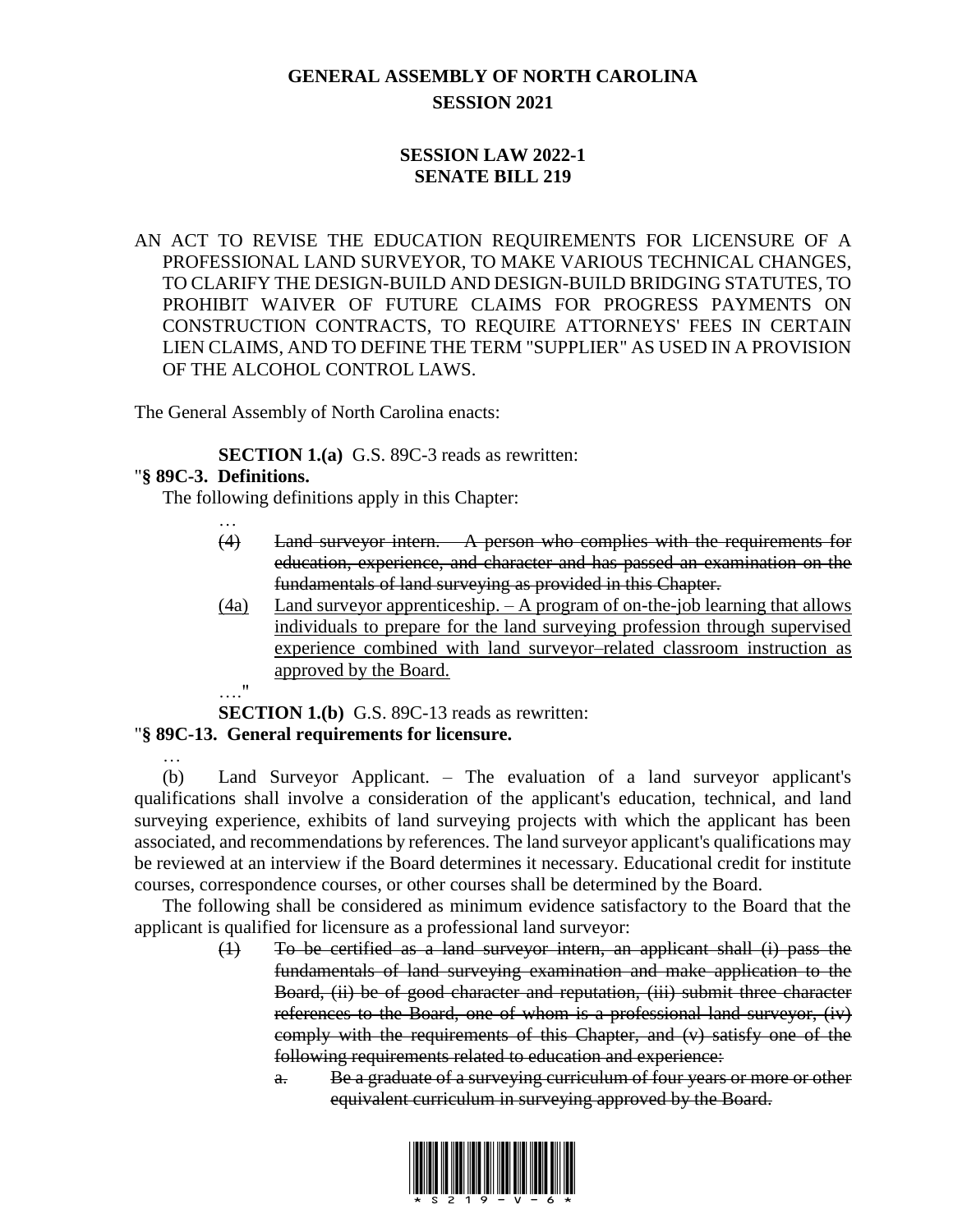# GENERAL ASSEMBLY OF NORTH CAROLINA
## SESSION 2021

### SESSION LAW 2022-1
### SENATE BILL 219

AN ACT TO REVISE THE EDUCATION REQUIREMENTS FOR LICENSURE OF A PROFESSIONAL LAND SURVEYOR, TO MAKE VARIOUS TECHNICAL CHANGES, TO CLARIFY THE DESIGN-BUILD AND DESIGN-BUILD BRIDGING STATUTES, TO PROHIBIT WAIVER OF FUTURE CLAIMS FOR PROGRESS PAYMENTS ON CONSTRUCTION CONTRACTS, TO REQUIRE ATTORNEYS' FEES IN CERTAIN LIEN CLAIMS, AND TO DEFINE THE TERM "SUPPLIER" AS USED IN A PROVISION OF THE ALCOHOL CONTROL LAWS.

The General Assembly of North Carolina enacts:

**SECTION 1.(a)** G.S. 89C-3 reads as rewritten:

"**§ 89C-3. Definitions.**

The following definitions apply in this Chapter:

…

~~(4) Land surveyor intern. – A person who complies with the requirements for education, experience, and character and has passed an examination on the fundamentals of land surveying as provided in this Chapter.~~

<u>(4a) Land surveyor apprenticeship. – A program of on-the-job learning that allows individuals to prepare for the land surveying profession through supervised experience combined with land surveyor–related classroom instruction as approved by the Board.</u>

…."

**SECTION 1.(b)** G.S. 89C-13 reads as rewritten:

"**§ 89C-13. General requirements for licensure.**

…

(b) Land Surveyor Applicant. – The evaluation of a land surveyor applicant's qualifications shall involve a consideration of the applicant's education, technical, and land surveying experience, exhibits of land surveying projects with which the applicant has been associated, and recommendations by references. The land surveyor applicant's qualifications may be reviewed at an interview if the Board determines it necessary. Educational credit for institute courses, correspondence courses, or other courses shall be determined by the Board.

The following shall be considered as minimum evidence satisfactory to the Board that the applicant is qualified for licensure as a professional land surveyor:

~~(1) To be certified as a land surveyor intern, an applicant shall (i) pass the fundamentals of land surveying examination and make application to the Board, (ii) be of good character and reputation, (iii) submit three character references to the Board, one of whom is a professional land surveyor, (iv) comply with the requirements of this Chapter, and (v) satisfy one of the following requirements related to education and experience:~~

~~a. Be a graduate of a surveying curriculum of four years or more or other equivalent curriculum in surveying approved by the Board.~~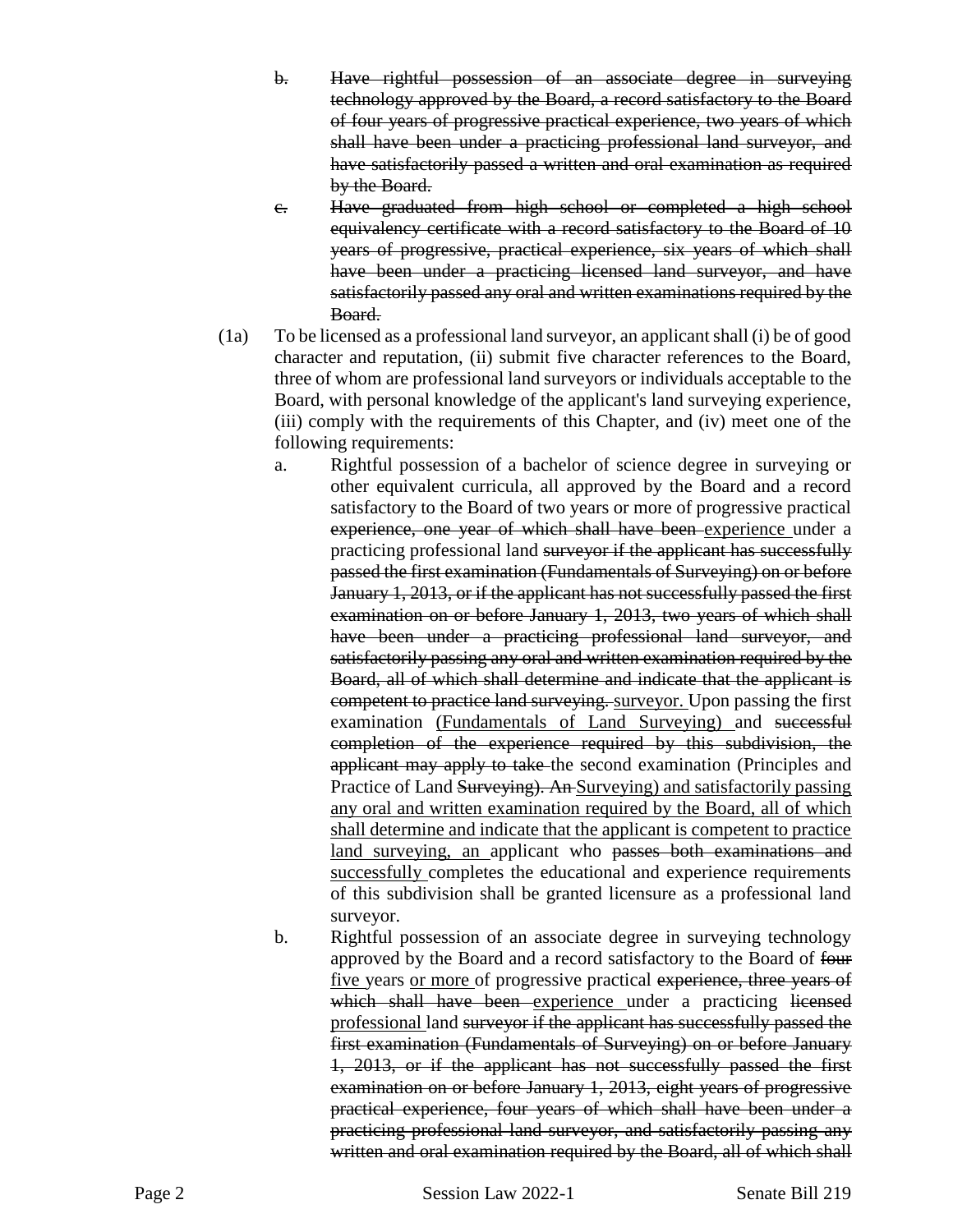- ~~b. Have rightful possession of an associate degree in surveying technology approved by the Board, a record satisfactory to the Board of four years of progressive practical experience, two years of which shall have been under a practicing professional land surveyor, and have satisfactorily passed a written and oral examination as required by the Board.~~
- ~~c. Have graduated from high school or completed a high school equivalency certificate with a record satisfactory to the Board of 10 years of progressive, practical experience, six years of which shall have been under a practicing licensed land surveyor, and have satisfactorily passed any oral and written examinations required by the Board.~~

(1a) To be licensed as a professional land surveyor, an applicant shall (i) be of good character and reputation, (ii) submit five character references to the Board, three of whom are professional land surveyors or individuals acceptable to the Board, with personal knowledge of the applicant's land surveying experience, (iii) comply with the requirements of this Chapter, and (iv) meet one of the following requirements:

a. Rightful possession of a bachelor of science degree in surveying or other equivalent curricula, all approved by the Board and a record satisfactory to the Board of two years or more of progressive practical ~~experience, one year of which shall have been~~ <u>experience</u> under a practicing professional land ~~surveyor if the applicant has successfully passed the first examination (Fundamentals of Surveying) on or before January 1, 2013, or if the applicant has not successfully passed the first examination on or before January 1, 2013, two years of which shall have been under a practicing professional land surveyor, and satisfactorily passing any oral and written examination required by the Board, all of which shall determine and indicate that the applicant is competent to practice land surveying.~~ <u>surveyor.</u> Upon passing the first examination <u>(Fundamentals of Land Surveying)</u> and ~~successful completion of the experience required by this subdivision, the applicant may apply to take~~ the second examination (Principles and Practice of Land ~~Surveying). An~~ <u>Surveying) and satisfactorily passing any oral and written examination required by the Board, all of which shall determine and indicate that the applicant is competent to practice land surveying, an</u> applicant who ~~passes both examinations and successfully~~ completes the educational and experience requirements of this subdivision shall be granted licensure as a professional land surveyor.

b. Rightful possession of an associate degree in surveying technology approved by the Board and a record satisfactory to the Board of ~~four~~ <u>five</u> years <u>or more</u> of progressive practical ~~experience, three years of which shall have been~~ <u>experience</u> under a practicing ~~licensed~~ <u>professional</u> land ~~surveyor if the applicant has successfully passed the first examination (Fundamentals of Surveying) on or before January 1, 2013, or if the applicant has not successfully passed the first examination on or before January 1, 2013, eight years of progressive practical experience, four years of which shall have been under a practicing professional land surveyor, and satisfactorily passing any written and oral examination required by the Board, all of which shall~~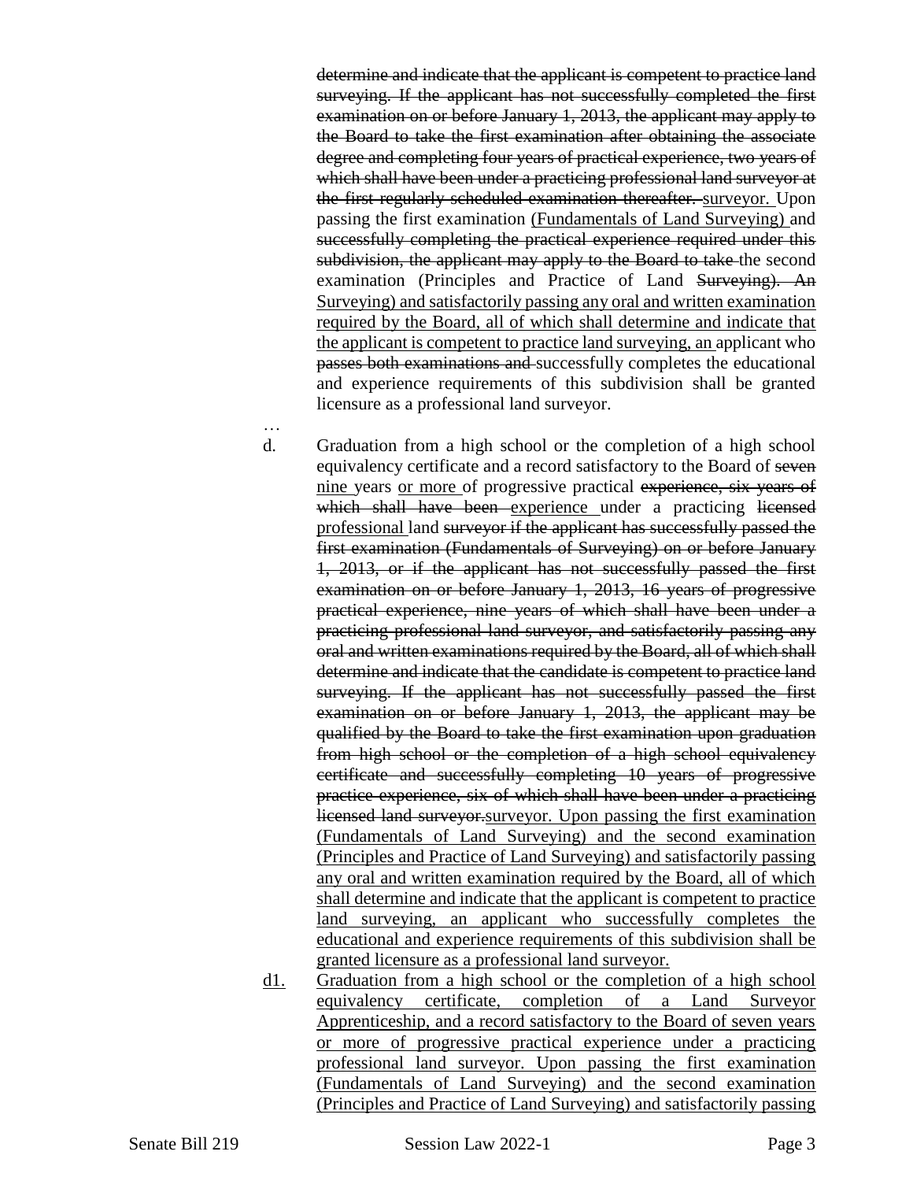~~determine and indicate that the applicant is competent to practice land surveying. If the applicant has not successfully completed the first examination on or before January 1, 2013, the applicant may apply to the Board to take the first examination after obtaining the associate degree and completing four years of practical experience, two years of which shall have been under a practicing professional land surveyor at the first regularly scheduled examination thereafter.~~ <u>surveyor.</u> Upon passing the first examination <u>(Fundamentals of Land Surveying)</u> and ~~successfully completing the practical experience required under this subdivision, the applicant may apply to the Board to take~~ the second examination (Principles and Practice of Land ~~Surveying). An~~ <u>Surveying) and satisfactorily passing any oral and written examination required by the Board, all of which shall determine and indicate that the applicant is competent to practice land surveying, an</u> applicant who ~~passes both examinations and~~ successfully completes the educational and experience requirements of this subdivision shall be granted licensure as a professional land surveyor.

…

d. Graduation from a high school or the completion of a high school equivalency certificate and a record satisfactory to the Board of ~~seven~~ <u>nine</u> years <u>or more</u> of progressive practical ~~experience, six years of which shall have been~~ <u>experience</u> under a practicing ~~licensed~~ <u>professional</u> land ~~surveyor if the applicant has successfully passed the first examination (Fundamentals of Surveying) on or before January 1, 2013, or if the applicant has not successfully passed the first examination on or before January 1, 2013, 16 years of progressive practical experience, nine years of which shall have been under a practicing professional land surveyor, and satisfactorily passing any oral and written examinations required by the Board, all of which shall determine and indicate that the candidate is competent to practice land surveying. If the applicant has not successfully passed the first examination on or before January 1, 2013, the applicant may be qualified by the Board to take the first examination upon graduation from high school or the completion of a high school equivalency certificate and successfully completing 10 years of progressive practice experience, six of which shall have been under a practicing licensed land surveyor.~~<u>surveyor. Upon passing the first examination (Fundamentals of Land Surveying) and the second examination (Principles and Practice of Land Surveying) and satisfactorily passing any oral and written examination required by the Board, all of which shall determine and indicate that the applicant is competent to practice land surveying, an applicant who successfully completes the educational and experience requirements of this subdivision shall be granted licensure as a professional land surveyor.</u>

<u>d1.</u> <u>Graduation from a high school or the completion of a high school equivalency certificate, completion of a Land Surveyor Apprenticeship, and a record satisfactory to the Board of seven years or more of progressive practical experience under a practicing professional land surveyor. Upon passing the first examination (Fundamentals of Land Surveying) and the second examination (Principles and Practice of Land Surveying) and satisfactorily passing</u>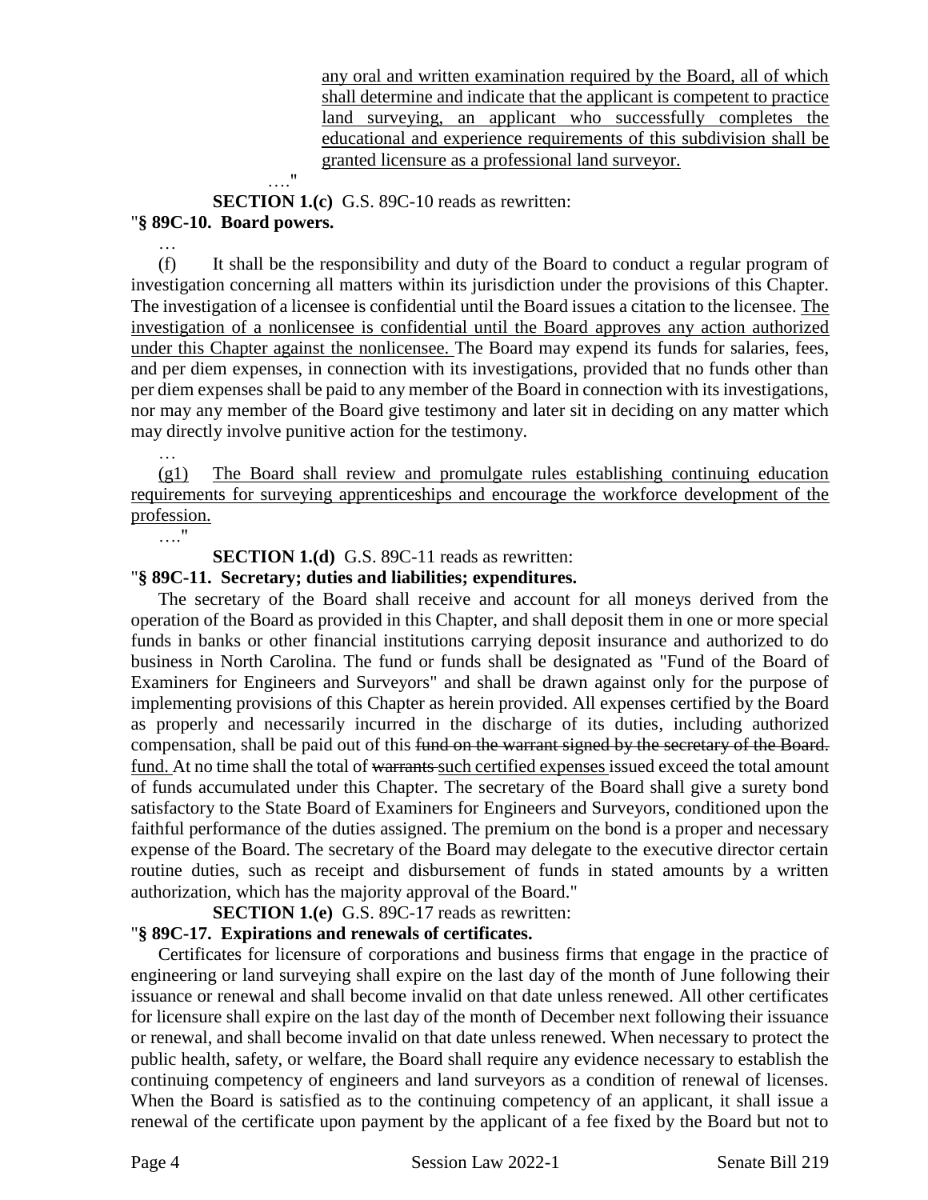any oral and written examination required by the Board, all of which shall determine and indicate that the applicant is competent to practice land surveying, an applicant who successfully completes the educational and experience requirements of this subdivision shall be granted licensure as a professional land surveyor.

…."

**SECTION 1.(c)** G.S. 89C-10 reads as rewritten:

"**§ 89C-10. Board powers.**

…

(f) It shall be the responsibility and duty of the Board to conduct a regular program of investigation concerning all matters within its jurisdiction under the provisions of this Chapter. The investigation of a licensee is confidential until the Board issues a citation to the licensee. The investigation of a nonlicensee is confidential until the Board approves any action authorized under this Chapter against the nonlicensee. The Board may expend its funds for salaries, fees, and per diem expenses, in connection with its investigations, provided that no funds other than per diem expenses shall be paid to any member of the Board in connection with its investigations, nor may any member of the Board give testimony and later sit in deciding on any matter which may directly involve punitive action for the testimony.

…

(g1) The Board shall review and promulgate rules establishing continuing education requirements for surveying apprenticeships and encourage the workforce development of the profession.

…."

**SECTION 1.(d)** G.S. 89C-11 reads as rewritten:

"**§ 89C-11. Secretary; duties and liabilities; expenditures.**

The secretary of the Board shall receive and account for all moneys derived from the operation of the Board as provided in this Chapter, and shall deposit them in one or more special funds in banks or other financial institutions carrying deposit insurance and authorized to do business in North Carolina. The fund or funds shall be designated as "Fund of the Board of Examiners for Engineers and Surveyors" and shall be drawn against only for the purpose of implementing provisions of this Chapter as herein provided. All expenses certified by the Board as properly and necessarily incurred in the discharge of its duties, including authorized compensation, shall be paid out of this ~~fund on the warrant signed by the secretary of the Board.~~ fund. At no time shall the total of ~~warrants~~ such certified expenses issued exceed the total amount of funds accumulated under this Chapter. The secretary of the Board shall give a surety bond satisfactory to the State Board of Examiners for Engineers and Surveyors, conditioned upon the faithful performance of the duties assigned. The premium on the bond is a proper and necessary expense of the Board. The secretary of the Board may delegate to the executive director certain routine duties, such as receipt and disbursement of funds in stated amounts by a written authorization, which has the majority approval of the Board."

**SECTION 1.(e)** G.S. 89C-17 reads as rewritten:

"**§ 89C-17. Expirations and renewals of certificates.**

Certificates for licensure of corporations and business firms that engage in the practice of engineering or land surveying shall expire on the last day of the month of June following their issuance or renewal and shall become invalid on that date unless renewed. All other certificates for licensure shall expire on the last day of the month of December next following their issuance or renewal, and shall become invalid on that date unless renewed. When necessary to protect the public health, safety, or welfare, the Board shall require any evidence necessary to establish the continuing competency of engineers and land surveyors as a condition of renewal of licenses. When the Board is satisfied as to the continuing competency of an applicant, it shall issue a renewal of the certificate upon payment by the applicant of a fee fixed by the Board but not to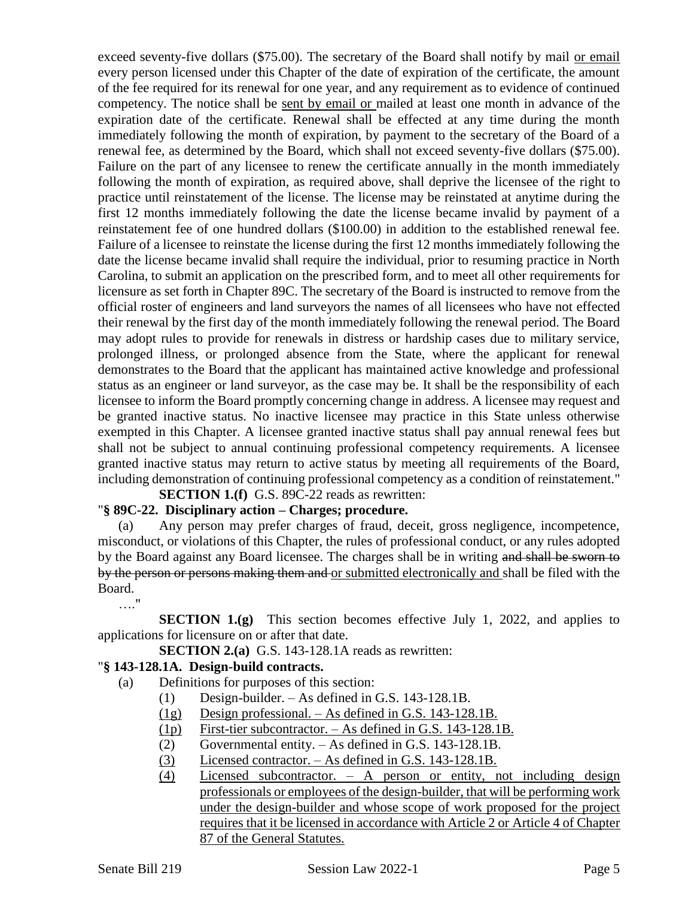exceed seventy-five dollars ($75.00). The secretary of the Board shall notify by mail <u>or email</u> every person licensed under this Chapter of the date of expiration of the certificate, the amount of the fee required for its renewal for one year, and any requirement as to evidence of continued competency. The notice shall be <u>sent by email or</u> mailed at least one month in advance of the expiration date of the certificate. Renewal shall be effected at any time during the month immediately following the month of expiration, by payment to the secretary of the Board of a renewal fee, as determined by the Board, which shall not exceed seventy-five dollars ($75.00). Failure on the part of any licensee to renew the certificate annually in the month immediately following the month of expiration, as required above, shall deprive the licensee of the right to practice until reinstatement of the license. The license may be reinstated at anytime during the first 12 months immediately following the date the license became invalid by payment of a reinstatement fee of one hundred dollars ($100.00) in addition to the established renewal fee. Failure of a licensee to reinstate the license during the first 12 months immediately following the date the license became invalid shall require the individual, prior to resuming practice in North Carolina, to submit an application on the prescribed form, and to meet all other requirements for licensure as set forth in Chapter 89C. The secretary of the Board is instructed to remove from the official roster of engineers and land surveyors the names of all licensees who have not effected their renewal by the first day of the month immediately following the renewal period. The Board may adopt rules to provide for renewals in distress or hardship cases due to military service, prolonged illness, or prolonged absence from the State, where the applicant for renewal demonstrates to the Board that the applicant has maintained active knowledge and professional status as an engineer or land surveyor, as the case may be. It shall be the responsibility of each licensee to inform the Board promptly concerning change in address. A licensee may request and be granted inactive status. No inactive licensee may practice in this State unless otherwise exempted in this Chapter. A licensee granted inactive status shall pay annual renewal fees but shall not be subject to annual continuing professional competency requirements. A licensee granted inactive status may return to active status by meeting all requirements of the Board, including demonstration of continuing professional competency as a condition of reinstatement."

**SECTION 1.(f)** G.S. 89C-22 reads as rewritten:

"**§ 89C-22. Disciplinary action – Charges; procedure.**

(a) Any person may prefer charges of fraud, deceit, gross negligence, incompetence, misconduct, or violations of this Chapter, the rules of professional conduct, or any rules adopted by the Board against any Board licensee. The charges shall be in writing ~~and shall be sworn to by the person or persons making them and~~ <u>or submitted electronically and</u> shall be filed with the Board.

…."

**SECTION 1.(g)** This section becomes effective July 1, 2022, and applies to applications for licensure on or after that date.

**SECTION 2.(a)** G.S. 143-128.1A reads as rewritten:

"**§ 143-128.1A. Design-build contracts.**

(a) Definitions for purposes of this section:

(1) Design-builder. – As defined in G.S. 143-128.1B.

<u>(1g) Design professional. – As defined in G.S. 143-128.1B.</u>

<u>(1p) First-tier subcontractor. – As defined in G.S. 143-128.1B.</u>

(2) Governmental entity. – As defined in G.S. 143-128.1B.

<u>(3) Licensed contractor. – As defined in G.S. 143-128.1B.</u>

<u>(4) Licensed subcontractor. – A person or entity, not including design professionals or employees of the design-builder, that will be performing work under the design-builder and whose scope of work proposed for the project requires that it be licensed in accordance with Article 2 or Article 4 of Chapter 87 of the General Statutes.</u>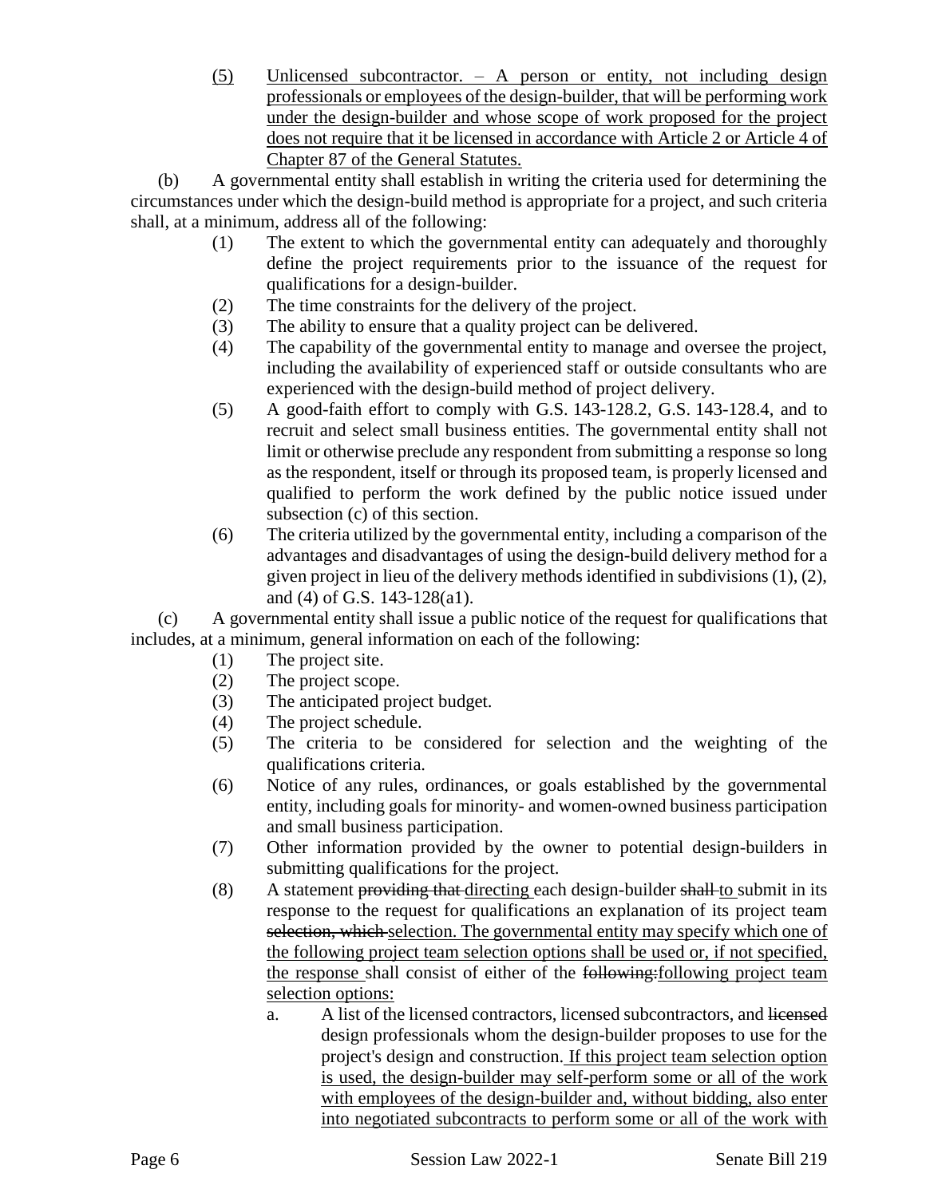<u>(5) Unlicensed subcontractor. – A person or entity, not including design professionals or employees of the design-builder, that will be performing work under the design-builder and whose scope of work proposed for the project does not require that it be licensed in accordance with Article 2 or Article 4 of Chapter 87 of the General Statutes.</u>

(b) A governmental entity shall establish in writing the criteria used for determining the circumstances under which the design-build method is appropriate for a project, and such criteria shall, at a minimum, address all of the following:

(1) The extent to which the governmental entity can adequately and thoroughly define the project requirements prior to the issuance of the request for qualifications for a design-builder.

(2) The time constraints for the delivery of the project.

(3) The ability to ensure that a quality project can be delivered.

(4) The capability of the governmental entity to manage and oversee the project, including the availability of experienced staff or outside consultants who are experienced with the design-build method of project delivery.

(5) A good-faith effort to comply with G.S. 143-128.2, G.S. 143-128.4, and to recruit and select small business entities. The governmental entity shall not limit or otherwise preclude any respondent from submitting a response so long as the respondent, itself or through its proposed team, is properly licensed and qualified to perform the work defined by the public notice issued under subsection (c) of this section.

(6) The criteria utilized by the governmental entity, including a comparison of the advantages and disadvantages of using the design-build delivery method for a given project in lieu of the delivery methods identified in subdivisions (1), (2), and (4) of G.S. 143-128(a1).

(c) A governmental entity shall issue a public notice of the request for qualifications that includes, at a minimum, general information on each of the following:

(1) The project site.

(2) The project scope.

(3) The anticipated project budget.

(4) The project schedule.

(5) The criteria to be considered for selection and the weighting of the qualifications criteria.

(6) Notice of any rules, ordinances, or goals established by the governmental entity, including goals for minority- and women-owned business participation and small business participation.

(7) Other information provided by the owner to potential design-builders in submitting qualifications for the project.

(8) A statement ~~providing that~~ <u>directing</u> each design-builder ~~shall~~ <u>to</u> submit in its response to the request for qualifications an explanation of its project team ~~selection, which~~ <u>selection. The governmental entity may specify which one of the following project team selection options shall be used or, if not specified, the response</u> shall consist of either of the ~~following:~~<u>following project team selection options:</u>

a. A list of the licensed contractors, licensed subcontractors, and ~~licensed~~ design professionals whom the design-builder proposes to use for the project's design and construction. <u>If this project team selection option is used, the design-builder may self-perform some or all of the work with employees of the design-builder and, without bidding, also enter into negotiated subcontracts to perform some or all of the work with</u>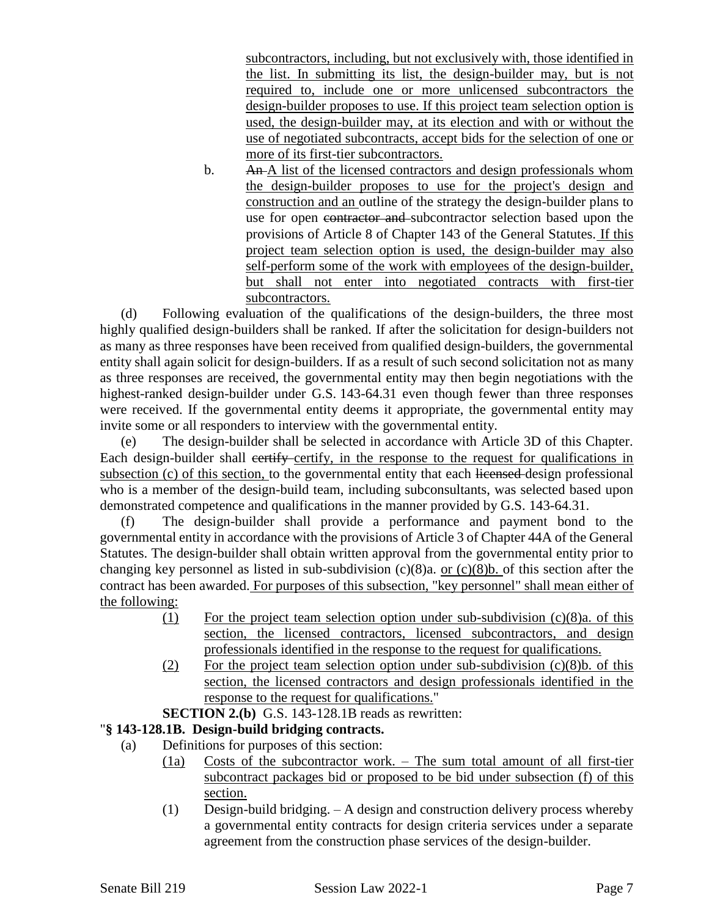subcontractors, including, but not exclusively with, those identified in the list. In submitting its list, the design-builder may, but is not required to, include one or more unlicensed subcontractors the design-builder proposes to use. If this project team selection option is used, the design-builder may, at its election and with or without the use of negotiated subcontracts, accept bids for the selection of one or more of its first-tier subcontractors.

b. ~~An~~ A list of the licensed contractors and design professionals whom the design-builder proposes to use for the project's design and construction and an outline of the strategy the design-builder plans to use for open ~~contractor and~~ subcontractor selection based upon the provisions of Article 8 of Chapter 143 of the General Statutes. If this project team selection option is used, the design-builder may also self-perform some of the work with employees of the design-builder, but shall not enter into negotiated contracts with first-tier subcontractors.

(d) Following evaluation of the qualifications of the design-builders, the three most highly qualified design-builders shall be ranked. If after the solicitation for design-builders not as many as three responses have been received from qualified design-builders, the governmental entity shall again solicit for design-builders. If as a result of such second solicitation not as many as three responses are received, the governmental entity may then begin negotiations with the highest-ranked design-builder under G.S. 143-64.31 even though fewer than three responses were received. If the governmental entity deems it appropriate, the governmental entity may invite some or all responders to interview with the governmental entity.

(e) The design-builder shall be selected in accordance with Article 3D of this Chapter. Each design-builder shall ~~certify~~ certify, in the response to the request for qualifications in subsection (c) of this section, to the governmental entity that each ~~licensed~~ design professional who is a member of the design-build team, including subconsultants, was selected based upon demonstrated competence and qualifications in the manner provided by G.S. 143-64.31.

(f) The design-builder shall provide a performance and payment bond to the governmental entity in accordance with the provisions of Article 3 of Chapter 44A of the General Statutes. The design-builder shall obtain written approval from the governmental entity prior to changing key personnel as listed in sub-subdivision (c)(8)a. or (c)(8)b. of this section after the contract has been awarded. For purposes of this subsection, "key personnel" shall mean either of the following:

(1) For the project team selection option under sub-subdivision (c)(8)a. of this section, the licensed contractors, licensed subcontractors, and design professionals identified in the response to the request for qualifications.

(2) For the project team selection option under sub-subdivision (c)(8)b. of this section, the licensed contractors and design professionals identified in the response to the request for qualifications."

**SECTION 2.(b)** G.S. 143-128.1B reads as rewritten:

"**§ 143-128.1B. Design-build bridging contracts.**

(a) Definitions for purposes of this section:

(1a) Costs of the subcontractor work. – The sum total amount of all first-tier subcontract packages bid or proposed to be bid under subsection (f) of this section.

(1) Design-build bridging. – A design and construction delivery process whereby a governmental entity contracts for design criteria services under a separate agreement from the construction phase services of the design-builder.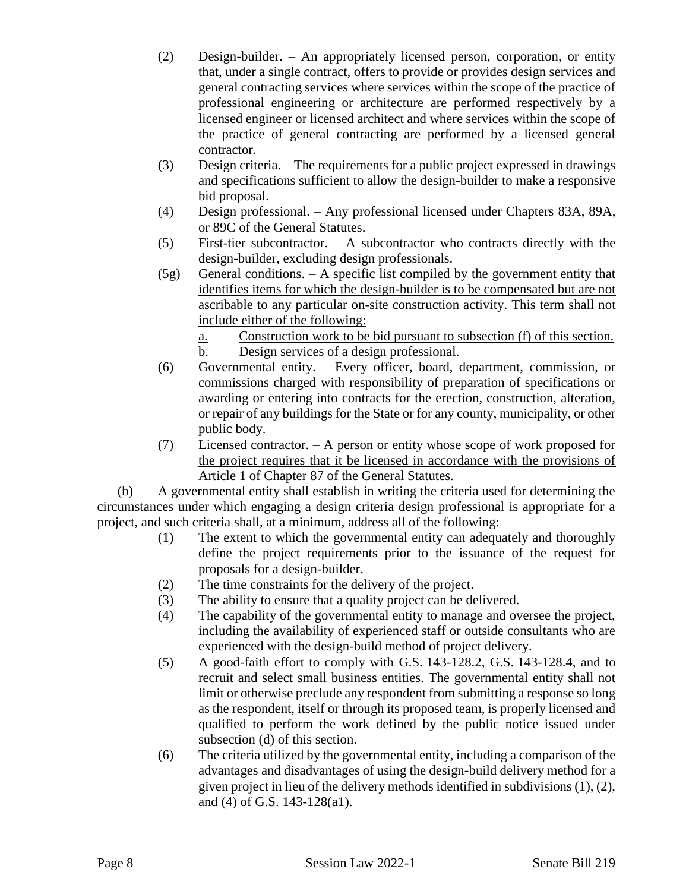(2) Design-builder. – An appropriately licensed person, corporation, or entity that, under a single contract, offers to provide or provides design services and general contracting services where services within the scope of the practice of professional engineering or architecture are performed respectively by a licensed engineer or licensed architect and where services within the scope of the practice of general contracting are performed by a licensed general contractor.

(3) Design criteria. – The requirements for a public project expressed in drawings and specifications sufficient to allow the design-builder to make a responsive bid proposal.

(4) Design professional. – Any professional licensed under Chapters 83A, 89A, or 89C of the General Statutes.

(5) First-tier subcontractor. – A subcontractor who contracts directly with the design-builder, excluding design professionals.

<u>(5g) General conditions. – A specific list compiled by the government entity that identifies items for which the design-builder is to be compensated but are not ascribable to any particular on-site construction activity. This term shall not include either of the following:</u>

<u>a. Construction work to be bid pursuant to subsection (f) of this section.</u>

<u>b. Design services of a design professional.</u>

(6) Governmental entity. – Every officer, board, department, commission, or commissions charged with responsibility of preparation of specifications or awarding or entering into contracts for the erection, construction, alteration, or repair of any buildings for the State or for any county, municipality, or other public body.

<u>(7) Licensed contractor. – A person or entity whose scope of work proposed for the project requires that it be licensed in accordance with the provisions of Article 1 of Chapter 87 of the General Statutes.</u>

(b) A governmental entity shall establish in writing the criteria used for determining the circumstances under which engaging a design criteria design professional is appropriate for a project, and such criteria shall, at a minimum, address all of the following:

(1) The extent to which the governmental entity can adequately and thoroughly define the project requirements prior to the issuance of the request for proposals for a design-builder.

(2) The time constraints for the delivery of the project.

(3) The ability to ensure that a quality project can be delivered.

(4) The capability of the governmental entity to manage and oversee the project, including the availability of experienced staff or outside consultants who are experienced with the design-build method of project delivery.

(5) A good-faith effort to comply with G.S. 143-128.2, G.S. 143-128.4, and to recruit and select small business entities. The governmental entity shall not limit or otherwise preclude any respondent from submitting a response so long as the respondent, itself or through its proposed team, is properly licensed and qualified to perform the work defined by the public notice issued under subsection (d) of this section.

(6) The criteria utilized by the governmental entity, including a comparison of the advantages and disadvantages of using the design-build delivery method for a given project in lieu of the delivery methods identified in subdivisions (1), (2), and (4) of G.S. 143-128(a1).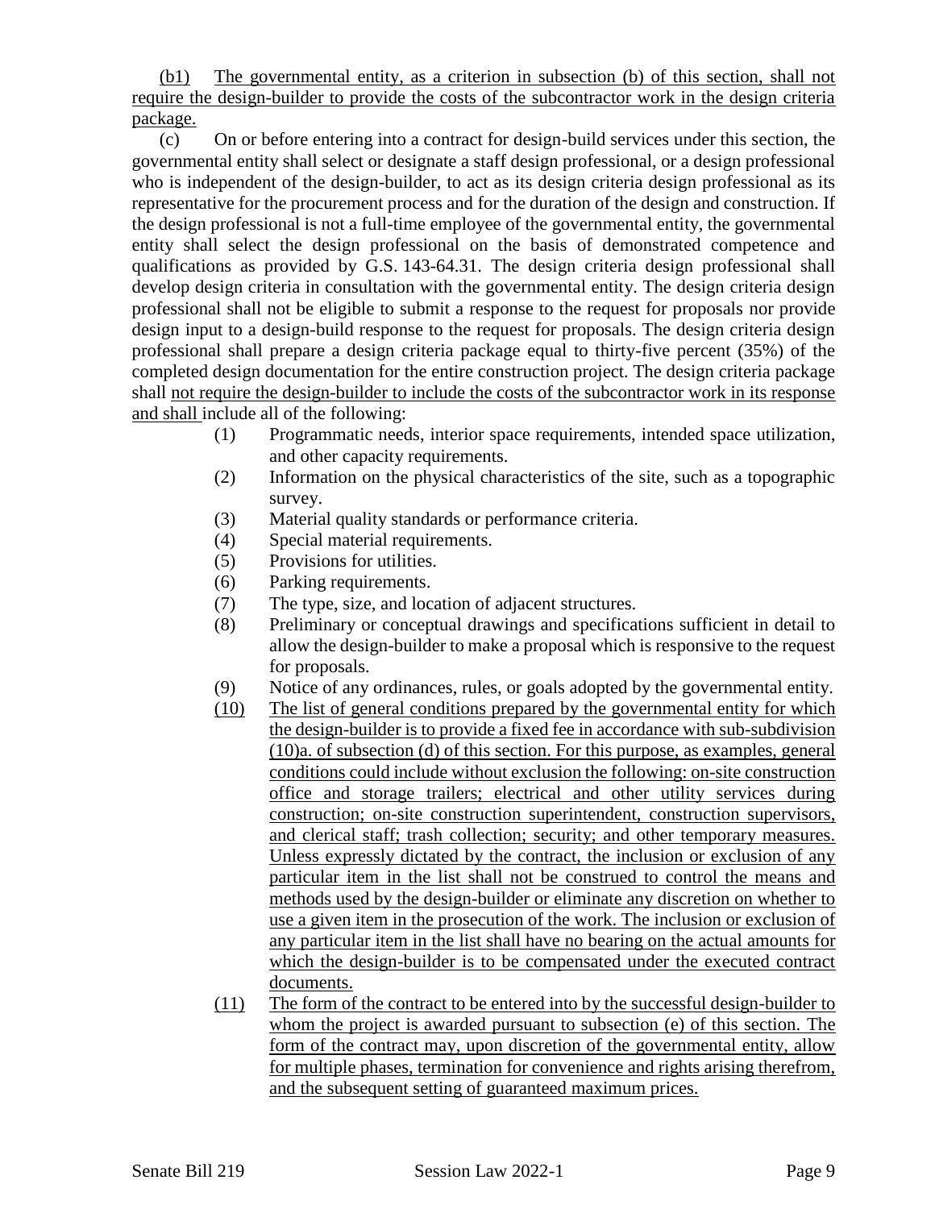(b1) The governmental entity, as a criterion in subsection (b) of this section, shall not require the design-builder to provide the costs of the subcontractor work in the design criteria package.

(c) On or before entering into a contract for design-build services under this section, the governmental entity shall select or designate a staff design professional, or a design professional who is independent of the design-builder, to act as its design criteria design professional as its representative for the procurement process and for the duration of the design and construction. If the design professional is not a full-time employee of the governmental entity, the governmental entity shall select the design professional on the basis of demonstrated competence and qualifications as provided by G.S. 143-64.31. The design criteria design professional shall develop design criteria in consultation with the governmental entity. The design criteria design professional shall not be eligible to submit a response to the request for proposals nor provide design input to a design-build response to the request for proposals. The design criteria design professional shall prepare a design criteria package equal to thirty-five percent (35%) of the completed design documentation for the entire construction project. The design criteria package shall not require the design-builder to include the costs of the subcontractor work in its response and shall include all of the following:

(1) Programmatic needs, interior space requirements, intended space utilization, and other capacity requirements.
(2) Information on the physical characteristics of the site, such as a topographic survey.
(3) Material quality standards or performance criteria.
(4) Special material requirements.
(5) Provisions for utilities.
(6) Parking requirements.
(7) The type, size, and location of adjacent structures.
(8) Preliminary or conceptual drawings and specifications sufficient in detail to allow the design-builder to make a proposal which is responsive to the request for proposals.
(9) Notice of any ordinances, rules, or goals adopted by the governmental entity.
(10) The list of general conditions prepared by the governmental entity for which the design-builder is to provide a fixed fee in accordance with sub-subdivision (10)a. of subsection (d) of this section. For this purpose, as examples, general conditions could include without exclusion the following: on-site construction office and storage trailers; electrical and other utility services during construction; on-site construction superintendent, construction supervisors, and clerical staff; trash collection; security; and other temporary measures. Unless expressly dictated by the contract, the inclusion or exclusion of any particular item in the list shall not be construed to control the means and methods used by the design-builder or eliminate any discretion on whether to use a given item in the prosecution of the work. The inclusion or exclusion of any particular item in the list shall have no bearing on the actual amounts for which the design-builder is to be compensated under the executed contract documents.
(11) The form of the contract to be entered into by the successful design-builder to whom the project is awarded pursuant to subsection (e) of this section. The form of the contract may, upon discretion of the governmental entity, allow for multiple phases, termination for convenience and rights arising therefrom, and the subsequent setting of guaranteed maximum prices.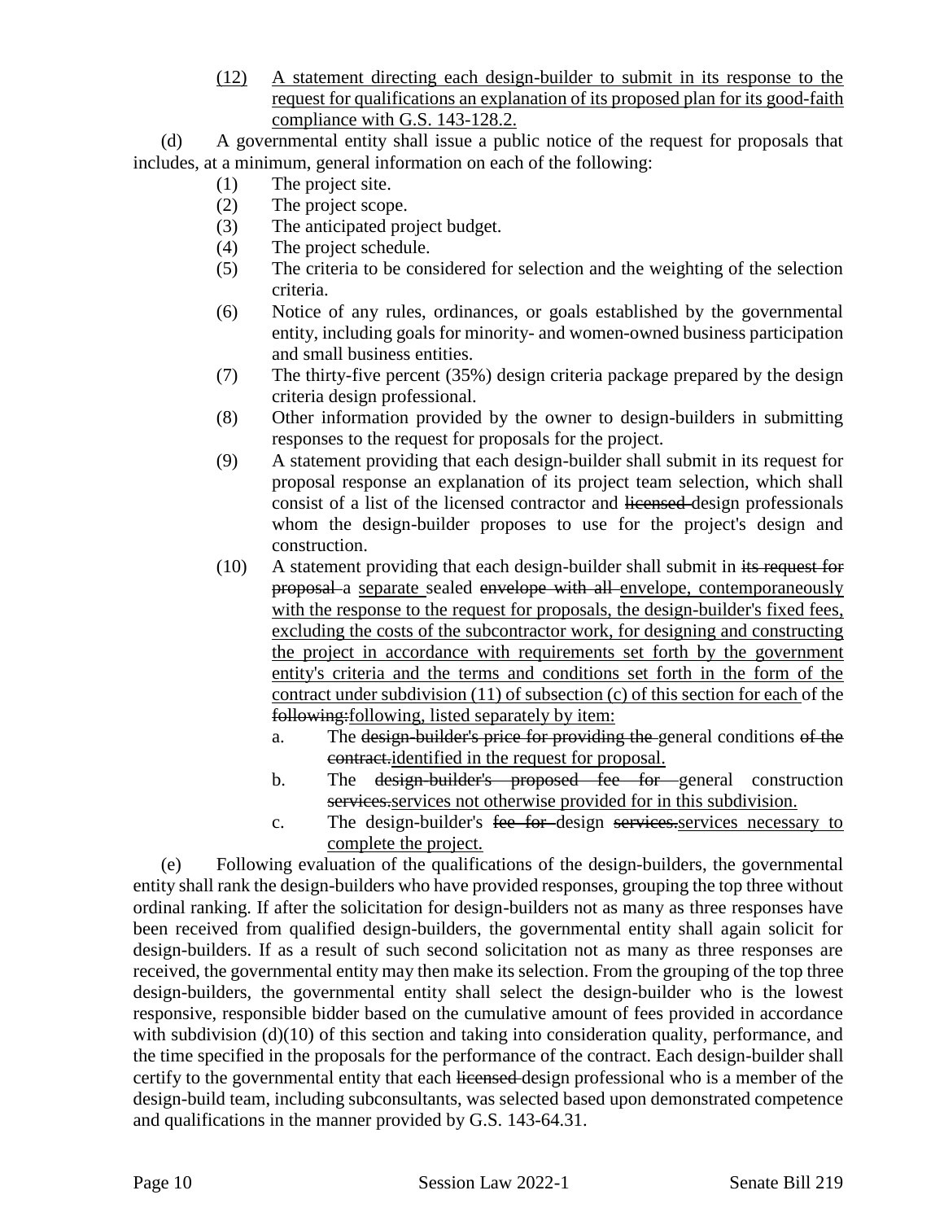(12) <u>A statement directing each design-builder to submit in its response to the request for qualifications an explanation of its proposed plan for its good-faith compliance with G.S. 143-128.2.</u>

(d) A governmental entity shall issue a public notice of the request for proposals that includes, at a minimum, general information on each of the following:

(1) The project site.

(2) The project scope.

(3) The anticipated project budget.

(4) The project schedule.

(5) The criteria to be considered for selection and the weighting of the selection criteria.

(6) Notice of any rules, ordinances, or goals established by the governmental entity, including goals for minority- and women-owned business participation and small business entities.

(7) The thirty-five percent (35%) design criteria package prepared by the design criteria design professional.

(8) Other information provided by the owner to design-builders in submitting responses to the request for proposals for the project.

(9) A statement providing that each design-builder shall submit in its request for proposal response an explanation of its project team selection, which shall consist of a list of the licensed contractor and ~~licensed~~ design professionals whom the design-builder proposes to use for the project's design and construction.

(10) A statement providing that each design-builder shall submit in ~~its request for proposal~~ a <u>separate</u> sealed ~~envelope with all~~ <u>envelope, contemporaneously with the response to the request for proposals, the design-builder's fixed fees, excluding the costs of the subcontractor work, for designing and constructing the project in accordance with requirements set forth by the government entity's criteria and the terms and conditions set forth in the form of the contract under subdivision (11) of subsection (c) of this section for each</u> of the ~~following:~~<u>following, listed separately by item:</u>

a. The ~~design-builder's price for providing the~~ general conditions ~~of the contract.~~<u>identified in the request for proposal.</u>

b. The ~~design-builder's proposed fee for~~ general construction ~~services.~~<u>services not otherwise provided for in this subdivision.</u>

c. The design-builder's ~~fee for~~ design ~~services.~~<u>services necessary to complete the project.</u>

(e) Following evaluation of the qualifications of the design-builders, the governmental entity shall rank the design-builders who have provided responses, grouping the top three without ordinal ranking. If after the solicitation for design-builders not as many as three responses have been received from qualified design-builders, the governmental entity shall again solicit for design-builders. If as a result of such second solicitation not as many as three responses are received, the governmental entity may then make its selection. From the grouping of the top three design-builders, the governmental entity shall select the design-builder who is the lowest responsive, responsible bidder based on the cumulative amount of fees provided in accordance with subdivision (d)(10) of this section and taking into consideration quality, performance, and the time specified in the proposals for the performance of the contract. Each design-builder shall certify to the governmental entity that each ~~licensed~~ design professional who is a member of the design-build team, including subconsultants, was selected based upon demonstrated competence and qualifications in the manner provided by G.S. 143-64.31.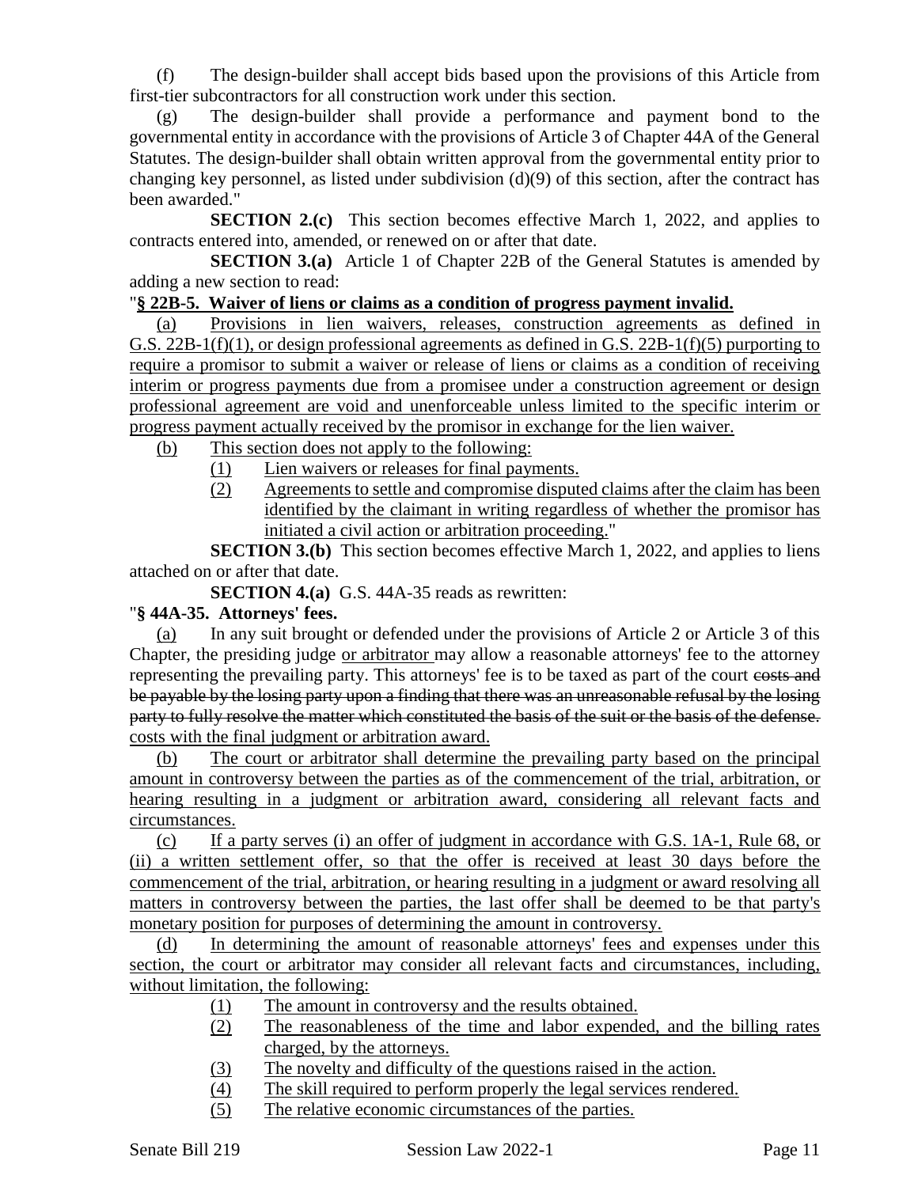(f) The design-builder shall accept bids based upon the provisions of this Article from first-tier subcontractors for all construction work under this section.

(g) The design-builder shall provide a performance and payment bond to the governmental entity in accordance with the provisions of Article 3 of Chapter 44A of the General Statutes. The design-builder shall obtain written approval from the governmental entity prior to changing key personnel, as listed under subdivision (d)(9) of this section, after the contract has been awarded."

**SECTION 2.(c)** This section becomes effective March 1, 2022, and applies to contracts entered into, amended, or renewed on or after that date.

**SECTION 3.(a)** Article 1 of Chapter 22B of the General Statutes is amended by adding a new section to read:

"**§ 22B-5. Waiver of liens or claims as a condition of progress payment invalid.**

(a) Provisions in lien waivers, releases, construction agreements as defined in G.S. 22B-1(f)(1), or design professional agreements as defined in G.S. 22B-1(f)(5) purporting to require a promisor to submit a waiver or release of liens or claims as a condition of receiving interim or progress payments due from a promisee under a construction agreement or design professional agreement are void and unenforceable unless limited to the specific interim or progress payment actually received by the promisor in exchange for the lien waiver.

(b) This section does not apply to the following:

(1) Lien waivers or releases for final payments.

(2) Agreements to settle and compromise disputed claims after the claim has been identified by the claimant in writing regardless of whether the promisor has initiated a civil action or arbitration proceeding."

**SECTION 3.(b)** This section becomes effective March 1, 2022, and applies to liens attached on or after that date.

**SECTION 4.(a)** G.S. 44A-35 reads as rewritten:

"**§ 44A-35. Attorneys' fees.**

(a) In any suit brought or defended under the provisions of Article 2 or Article 3 of this Chapter, the presiding judge or arbitrator may allow a reasonable attorneys' fee to the attorney representing the prevailing party. This attorneys' fee is to be taxed as part of the court ~~costs and be payable by the losing party upon a finding that there was an unreasonable refusal by the losing party to fully resolve the matter which constituted the basis of the suit or the basis of the defense.~~ costs with the final judgment or arbitration award.

(b) The court or arbitrator shall determine the prevailing party based on the principal amount in controversy between the parties as of the commencement of the trial, arbitration, or hearing resulting in a judgment or arbitration award, considering all relevant facts and circumstances.

(c) If a party serves (i) an offer of judgment in accordance with G.S. 1A-1, Rule 68, or (ii) a written settlement offer, so that the offer is received at least 30 days before the commencement of the trial, arbitration, or hearing resulting in a judgment or award resolving all matters in controversy between the parties, the last offer shall be deemed to be that party's monetary position for purposes of determining the amount in controversy.

(d) In determining the amount of reasonable attorneys' fees and expenses under this section, the court or arbitrator may consider all relevant facts and circumstances, including, without limitation, the following:

(1) The amount in controversy and the results obtained.

(2) The reasonableness of the time and labor expended, and the billing rates charged, by the attorneys.

(3) The novelty and difficulty of the questions raised in the action.

(4) The skill required to perform properly the legal services rendered.

(5) The relative economic circumstances of the parties.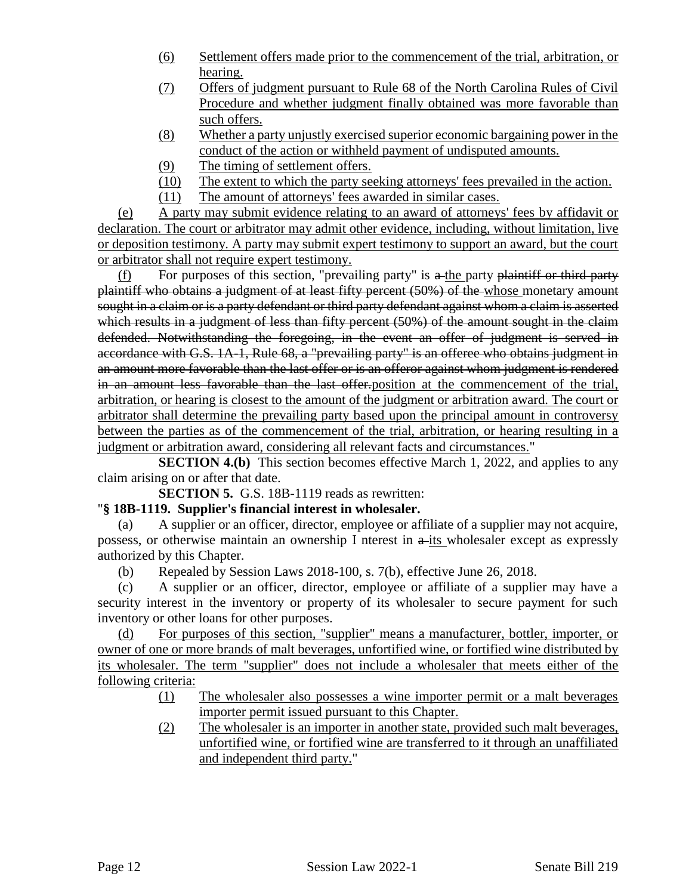(6) Settlement offers made prior to the commencement of the trial, arbitration, or hearing.

(7) Offers of judgment pursuant to Rule 68 of the North Carolina Rules of Civil Procedure and whether judgment finally obtained was more favorable than such offers.

(8) Whether a party unjustly exercised superior economic bargaining power in the conduct of the action or withheld payment of undisputed amounts.

(9) The timing of settlement offers.

(10) The extent to which the party seeking attorneys' fees prevailed in the action.

(11) The amount of attorneys' fees awarded in similar cases.

(e) A party may submit evidence relating to an award of attorneys' fees by affidavit or declaration. The court or arbitrator may admit other evidence, including, without limitation, live or deposition testimony. A party may submit expert testimony to support an award, but the court or arbitrator shall not require expert testimony.

(f) For purposes of this section, "prevailing party" is ~~a~~ the party ~~plaintiff or third party plaintiff who obtains a judgment of at least fifty percent (50%) of the~~ whose monetary ~~amount sought in a claim or is a party defendant or third party defendant against whom a claim is asserted which results in a judgment of less than fifty percent (50%) of the amount sought in the claim defended. Notwithstanding the foregoing, in the event an offer of judgment is served in accordance with G.S. 1A-1, Rule 68, a "prevailing party" is an offeree who obtains judgment in an amount more favorable than the last offer or is an offeror against whom judgment is rendered in an amount less favorable than the last offer.~~position at the commencement of the trial, arbitration, or hearing is closest to the amount of the judgment or arbitration award. The court or arbitrator shall determine the prevailing party based upon the principal amount in controversy between the parties as of the commencement of the trial, arbitration, or hearing resulting in a judgment or arbitration award, considering all relevant facts and circumstances."

**SECTION 4.(b)** This section becomes effective March 1, 2022, and applies to any claim arising on or after that date.

**SECTION 5.** G.S. 18B-1119 reads as rewritten:

"**§ 18B-1119. Supplier's financial interest in wholesaler.**

(a) A supplier or an officer, director, employee or affiliate of a supplier may not acquire, possess, or otherwise maintain an ownership I nterest in ~~a~~ its wholesaler except as expressly authorized by this Chapter.

(b) Repealed by Session Laws 2018-100, s. 7(b), effective June 26, 2018.

(c) A supplier or an officer, director, employee or affiliate of a supplier may have a security interest in the inventory or property of its wholesaler to secure payment for such inventory or other loans for other purposes.

(d) For purposes of this section, "supplier" means a manufacturer, bottler, importer, or owner of one or more brands of malt beverages, unfortified wine, or fortified wine distributed by its wholesaler. The term "supplier" does not include a wholesaler that meets either of the following criteria:

(1) The wholesaler also possesses a wine importer permit or a malt beverages importer permit issued pursuant to this Chapter.

(2) The wholesaler is an importer in another state, provided such malt beverages, unfortified wine, or fortified wine are transferred to it through an unaffiliated and independent third party."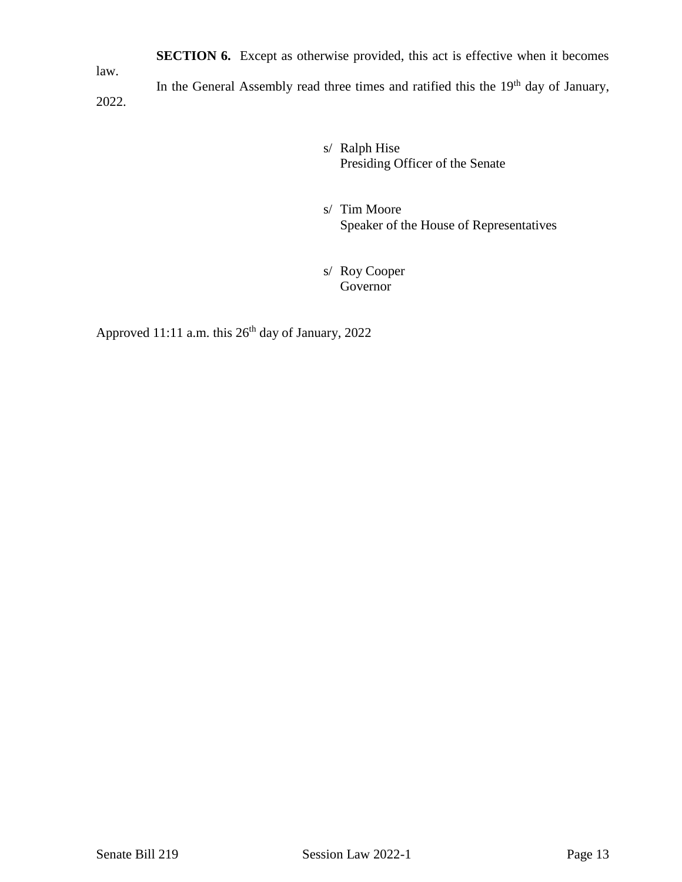**SECTION 6.** Except as otherwise provided, this act is effective when it becomes law.

In the General Assembly read three times and ratified this the 19th day of January, 2022.

s/ Ralph Hise
Presiding Officer of the Senate

s/ Tim Moore
Speaker of the House of Representatives

s/ Roy Cooper
Governor

Approved 11:11 a.m. this 26th day of January, 2022